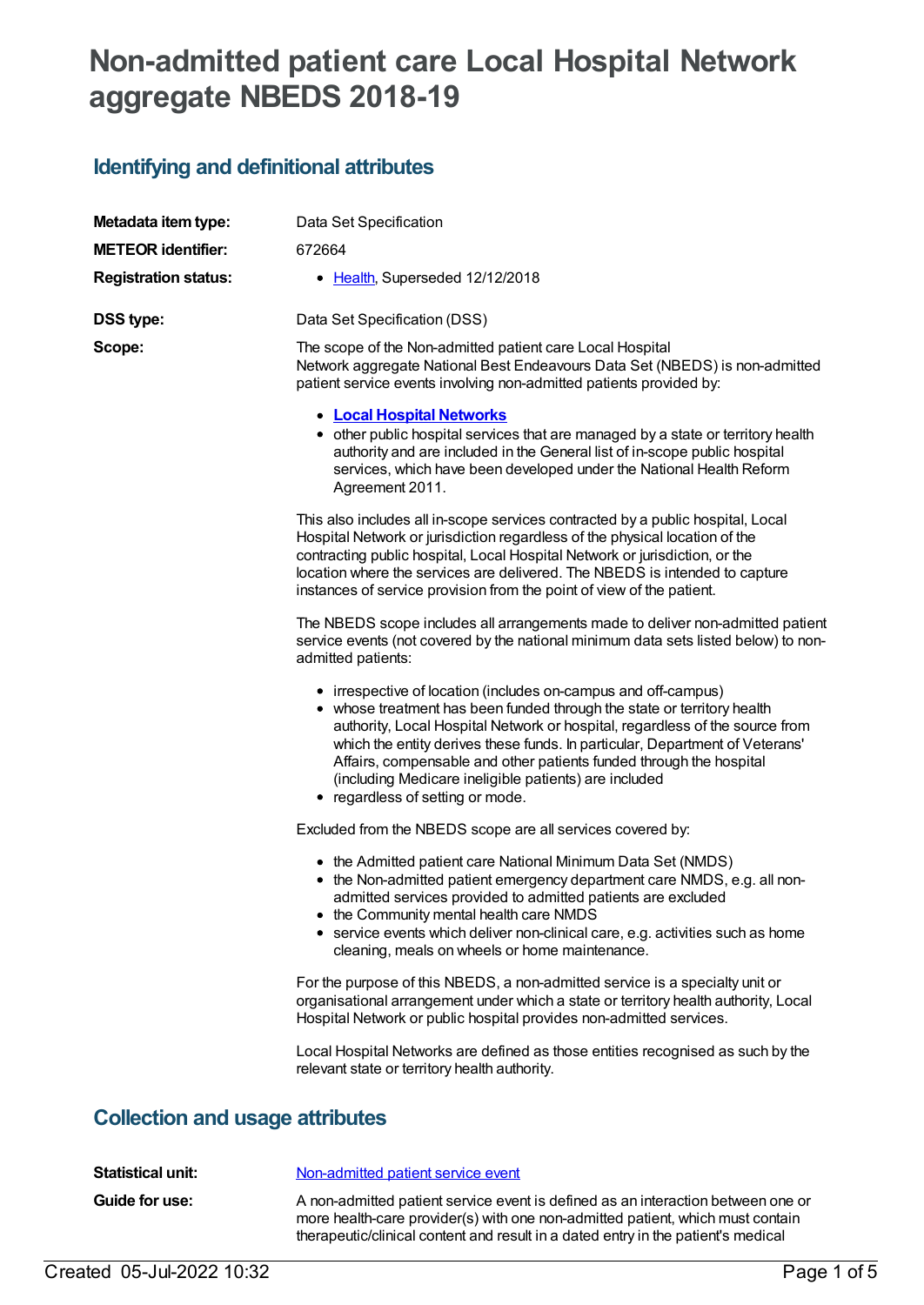# Non-admitted patient care Local Hospital Network aggregate NBEDS 2018-19

## Identifying and definitional attributes

**Metadata item type:** Data Set Specification

**METEOR identifier:** 672664

**Registration status:**
- Health, Superseded 12/12/2018

**DSS type:** Data Set Specification (DSS)

**Scope:** The scope of the Non-admitted patient care Local Hospital Network aggregate National Best Endeavours Data Set (NBEDS) is non-admitted patient service events involving non-admitted patients provided by:

- **Local Hospital Networks**
- other public hospital services that are managed by a state or territory health authority and are included in the General list of in-scope public hospital services, which have been developed under the National Health Reform Agreement 2011.

This also includes all in-scope services contracted by a public hospital, Local Hospital Network or jurisdiction regardless of the physical location of the contracting public hospital, Local Hospital Network or jurisdiction, or the location where the services are delivered. The NBEDS is intended to capture instances of service provision from the point of view of the patient.

The NBEDS scope includes all arrangements made to deliver non-admitted patient service events (not covered by the national minimum data sets listed below) to non-admitted patients:

- irrespective of location (includes on-campus and off-campus)
- whose treatment has been funded through the state or territory health authority, Local Hospital Network or hospital, regardless of the source from which the entity derives these funds. In particular, Department of Veterans' Affairs, compensable and other patients funded through the hospital (including Medicare ineligible patients) are included
- regardless of setting or mode.

Excluded from the NBEDS scope are all services covered by:

- the Admitted patient care National Minimum Data Set (NMDS)
- the Non-admitted patient emergency department care NMDS, e.g. all non-admitted services provided to admitted patients are excluded
- the Community mental health care NMDS
- service events which deliver non-clinical care, e.g. activities such as home cleaning, meals on wheels or home maintenance.

For the purpose of this NBEDS, a non-admitted service is a specialty unit or organisational arrangement under which a state or territory health authority, Local Hospital Network or public hospital provides non-admitted services.

Local Hospital Networks are defined as those entities recognised as such by the relevant state or territory health authority.

## Collection and usage attributes

**Statistical unit:** Non-admitted patient service event

**Guide for use:** A non-admitted patient service event is defined as an interaction between one or more health-care provider(s) with one non-admitted patient, which must contain therapeutic/clinical content and result in a dated entry in the patient's medical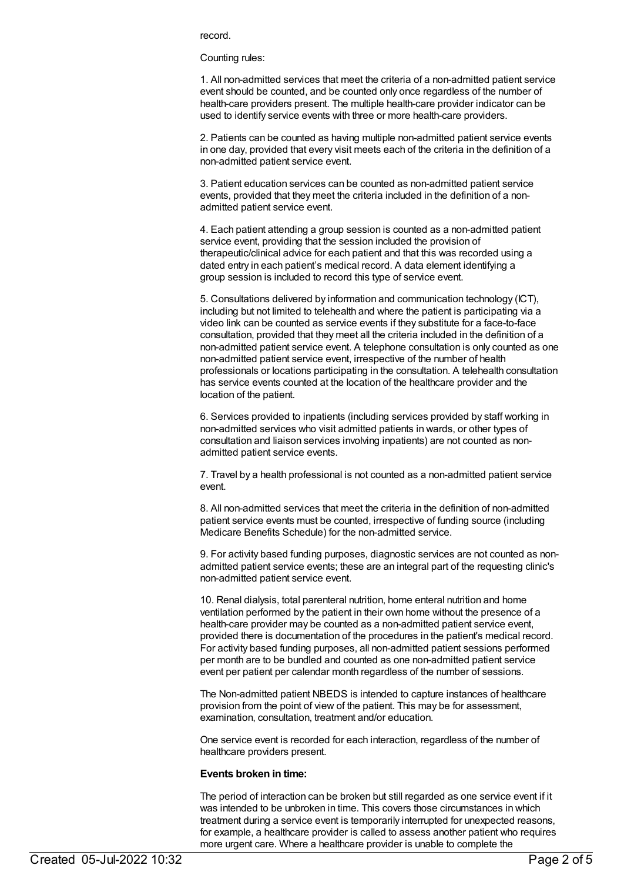record.

Counting rules:

1. All non-admitted services that meet the criteria of a non-admitted patient service event should be counted, and be counted only once regardless of the number of health-care providers present. The multiple health-care provider indicator can be used to identify service events with three or more health-care providers.

2. Patients can be counted as having multiple non-admitted patient service events in one day, provided that every visit meets each of the criteria in the definition of a non-admitted patient service event.

3. Patient education services can be counted as non-admitted patient service events, provided that they meet the criteria included in the definition of a non-admitted patient service event.

4. Each patient attending a group session is counted as a non-admitted patient service event, providing that the session included the provision of therapeutic/clinical advice for each patient and that this was recorded using a dated entry in each patient's medical record. A data element identifying a group session is included to record this type of service event.

5. Consultations delivered by information and communication technology (ICT), including but not limited to telehealth and where the patient is participating via a video link can be counted as service events if they substitute for a face-to-face consultation, provided that they meet all the criteria included in the definition of a non-admitted patient service event. A telephone consultation is only counted as one non-admitted patient service event, irrespective of the number of health professionals or locations participating in the consultation. A telehealth consultation has service events counted at the location of the healthcare provider and the location of the patient.

6. Services provided to inpatients (including services provided by staff working in non-admitted services who visit admitted patients in wards, or other types of consultation and liaison services involving inpatients) are not counted as non-admitted patient service events.

7. Travel by a health professional is not counted as a non-admitted patient service event.

8. All non-admitted services that meet the criteria in the definition of non-admitted patient service events must be counted, irrespective of funding source (including Medicare Benefits Schedule) for the non-admitted service.

9. For activity based funding purposes, diagnostic services are not counted as non-admitted patient service events; these are an integral part of the requesting clinic's non-admitted patient service event.

10. Renal dialysis, total parenteral nutrition, home enteral nutrition and home ventilation performed by the patient in their own home without the presence of a health-care provider may be counted as a non-admitted patient service event, provided there is documentation of the procedures in the patient's medical record. For activity based funding purposes, all non-admitted patient sessions performed per month are to be bundled and counted as one non-admitted patient service event per patient per calendar month regardless of the number of sessions.

The Non-admitted patient NBEDS is intended to capture instances of healthcare provision from the point of view of the patient. This may be for assessment, examination, consultation, treatment and/or education.

One service event is recorded for each interaction, regardless of the number of healthcare providers present.

**Events broken in time:**

The period of interaction can be broken but still regarded as one service event if it was intended to be unbroken in time. This covers those circumstances in which treatment during a service event is temporarily interrupted for unexpected reasons, for example, a healthcare provider is called to assess another patient who requires more urgent care. Where a healthcare provider is unable to complete the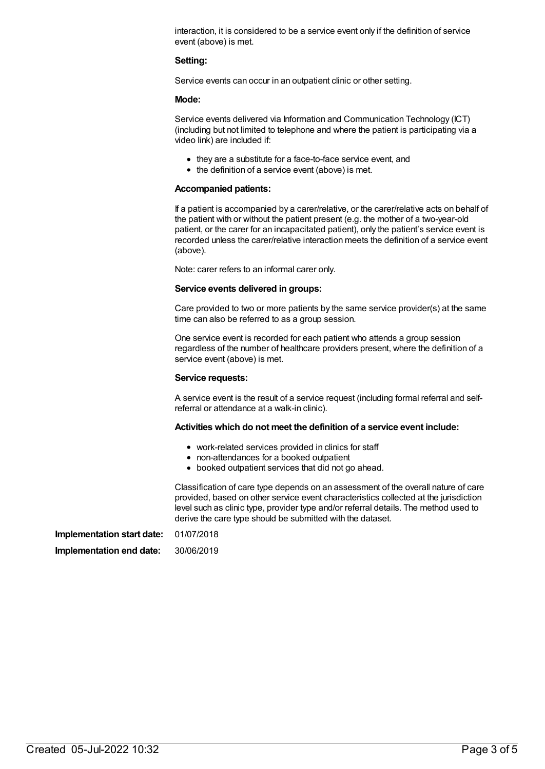interaction, it is considered to be a service event only if the definition of service event (above) is met.

**Setting:**

Service events can occur in an outpatient clinic or other setting.

**Mode:**

Service events delivered via Information and Communication Technology (ICT) (including but not limited to telephone and where the patient is participating via a video link) are included if:

- they are a substitute for a face-to-face service event, and
- the definition of a service event (above) is met.

**Accompanied patients:**

If a patient is accompanied by a carer/relative, or the carer/relative acts on behalf of the patient with or without the patient present (e.g. the mother of a two-year-old patient, or the carer for an incapacitated patient), only the patient's service event is recorded unless the carer/relative interaction meets the definition of a service event (above).

Note: carer refers to an informal carer only.

**Service events delivered in groups:**

Care provided to two or more patients by the same service provider(s) at the same time can also be referred to as a group session.

One service event is recorded for each patient who attends a group session regardless of the number of healthcare providers present, where the definition of a service event (above) is met.

**Service requests:**

A service event is the result of a service request (including formal referral and self-referral or attendance at a walk-in clinic).

**Activities which do not meet the definition of a service event include:**

- work-related services provided in clinics for staff
- non-attendances for a booked outpatient
- booked outpatient services that did not go ahead.

Classification of care type depends on an assessment of the overall nature of care provided, based on other service event characteristics collected at the jurisdiction level such as clinic type, provider type and/or referral details. The method used to derive the care type should be submitted with the dataset.

**Implementation start date:** 01/07/2018

**Implementation end date:** 30/06/2019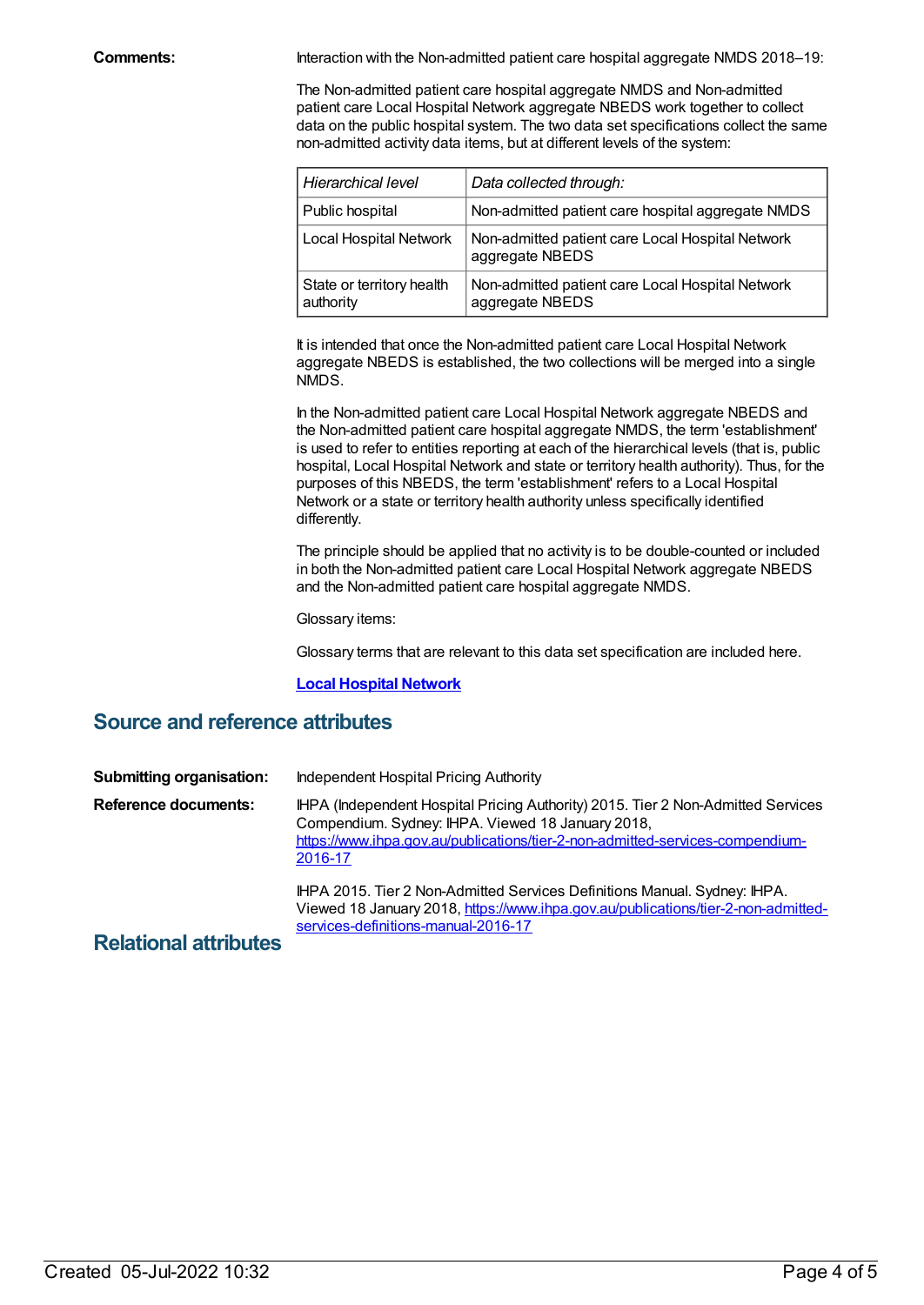**Comments:** Interaction with the Non-admitted patient care hospital aggregate NMDS 2018–19:

The Non-admitted patient care hospital aggregate NMDS and Non-admitted patient care Local Hospital Network aggregate NBEDS work together to collect data on the public hospital system. The two data set specifications collect the same non-admitted activity data items, but at different levels of the system:

| *Hierarchical level* | *Data collected through:* |
|---|---|
| Public hospital | Non-admitted patient care hospital aggregate NMDS |
| Local Hospital Network | Non-admitted patient care Local Hospital Network aggregate NBEDS |
| State or territory health authority | Non-admitted patient care Local Hospital Network aggregate NBEDS |

It is intended that once the Non-admitted patient care Local Hospital Network aggregate NBEDS is established, the two collections will be merged into a single NMDS.

In the Non-admitted patient care Local Hospital Network aggregate NBEDS and the Non-admitted patient care hospital aggregate NMDS, the term 'establishment' is used to refer to entities reporting at each of the hierarchical levels (that is, public hospital, Local Hospital Network and state or territory health authority). Thus, for the purposes of this NBEDS, the term 'establishment' refers to a Local Hospital Network or a state or territory health authority unless specifically identified differently.

The principle should be applied that no activity is to be double-counted or included in both the Non-admitted patient care Local Hospital Network aggregate NBEDS and the Non-admitted patient care hospital aggregate NMDS.

Glossary items:

Glossary terms that are relevant to this data set specification are included here.

**Local Hospital Network**

## Source and reference attributes

**Submitting organisation:** Independent Hospital Pricing Authority

**Reference documents:** IHPA (Independent Hospital Pricing Authority) 2015. Tier 2 Non-Admitted Services Compendium. Sydney: IHPA. Viewed 18 January 2018, https://www.ihpa.gov.au/publications/tier-2-non-admitted-services-compendium-2016-17

IHPA 2015. Tier 2 Non-Admitted Services Definitions Manual. Sydney: IHPA. Viewed 18 January 2018, https://www.ihpa.gov.au/publications/tier-2-non-admitted-services-definitions-manual-2016-17

## Relational attributes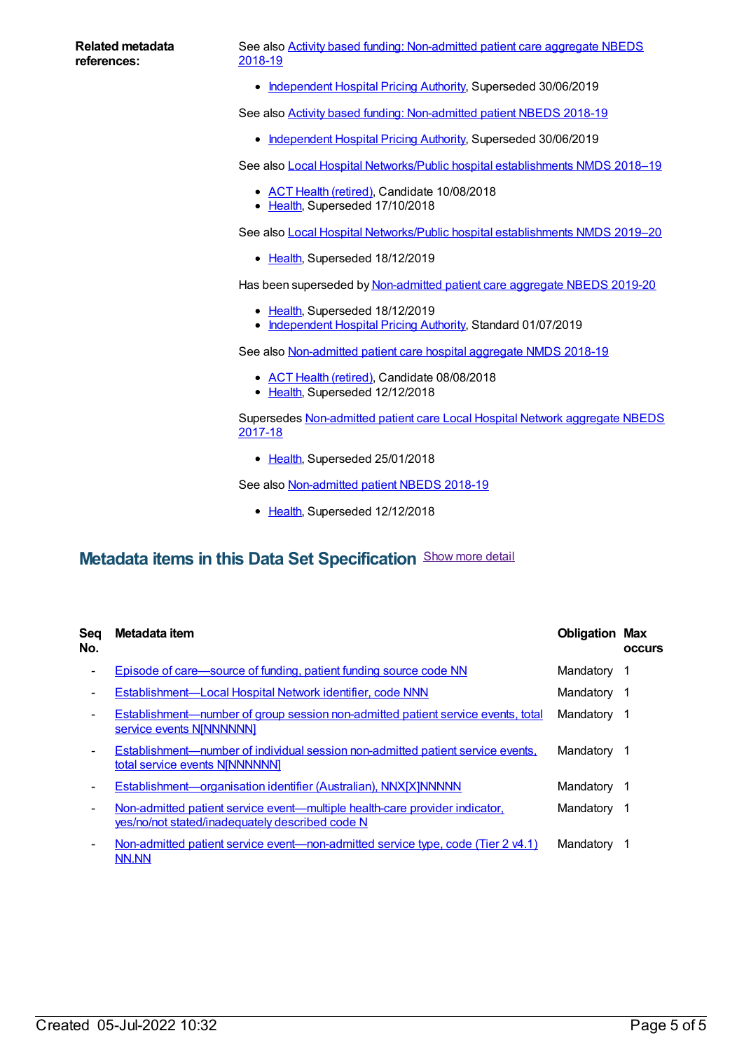**Related metadata references:**

See also Activity based funding: Non-admitted patient care aggregate NBEDS 2018-19

- Independent Hospital Pricing Authority, Superseded 30/06/2019

See also Activity based funding: Non-admitted patient NBEDS 2018-19

- Independent Hospital Pricing Authority, Superseded 30/06/2019

See also Local Hospital Networks/Public hospital establishments NMDS 2018–19

- ACT Health (retired), Candidate 10/08/2018
- Health, Superseded 17/10/2018

See also Local Hospital Networks/Public hospital establishments NMDS 2019–20

- Health, Superseded 18/12/2019

Has been superseded by Non-admitted patient care aggregate NBEDS 2019-20

- Health, Superseded 18/12/2019
- Independent Hospital Pricing Authority, Standard 01/07/2019

See also Non-admitted patient care hospital aggregate NMDS 2018-19

- ACT Health (retired), Candidate 08/08/2018
- Health, Superseded 12/12/2018

Supersedes Non-admitted patient care Local Hospital Network aggregate NBEDS 2017-18

- Health, Superseded 25/01/2018

See also Non-admitted patient NBEDS 2018-19

- Health, Superseded 12/12/2018

## Metadata items in this Data Set Specification

Show more detail

| Seq No. | Metadata item | Obligation | Max occurs |
| --- | --- | --- | --- |
| - | Episode of care—source of funding, patient funding source code NN | Mandatory | 1 |
| - | Establishment—Local Hospital Network identifier, code NNN | Mandatory | 1 |
| - | Establishment—number of group session non-admitted patient service events, total service events N[NNNNNN] | Mandatory | 1 |
| - | Establishment—number of individual session non-admitted patient service events, total service events N[NNNNNN] | Mandatory | 1 |
| - | Establishment—organisation identifier (Australian), NNX[X]NNNNN | Mandatory | 1 |
| - | Non-admitted patient service event—multiple health-care provider indicator, yes/no/not stated/inadequately described code N | Mandatory | 1 |
| - | Non-admitted patient service event—non-admitted service type, code (Tier 2 v4.1) NN.NN | Mandatory | 1 |